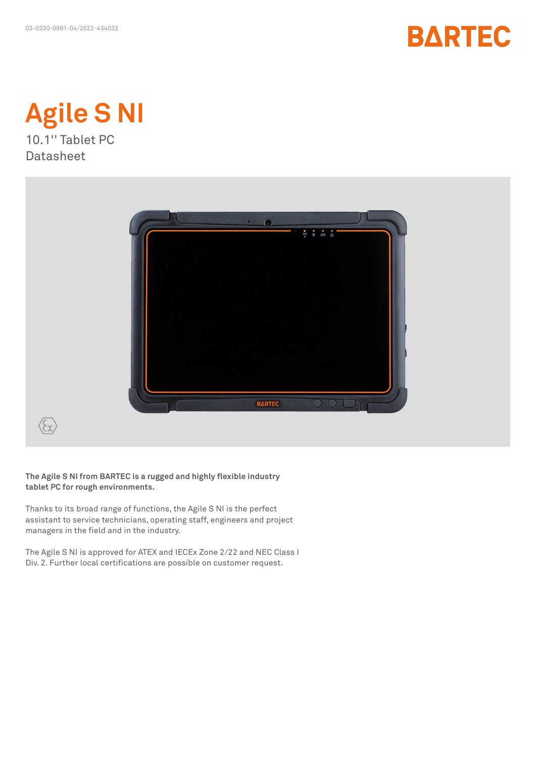03-0330-0991-04/2022-434032

BARTEC

# Agile S NI

10.1'' Tablet PC
Datasheet

**The Agile S NI from BARTEC is a rugged and highly flexible industry tablet PC for rough environments.**

Thanks to its broad range of functions, the Agile S NI is the perfect assistant to service technicians, operating staff, engineers and project managers in the field and in the industry.

The Agile S NI is approved for ATEX and IECEx Zone 2/22 and NEC Class I Div. 2. Further local certifications are possible on customer request.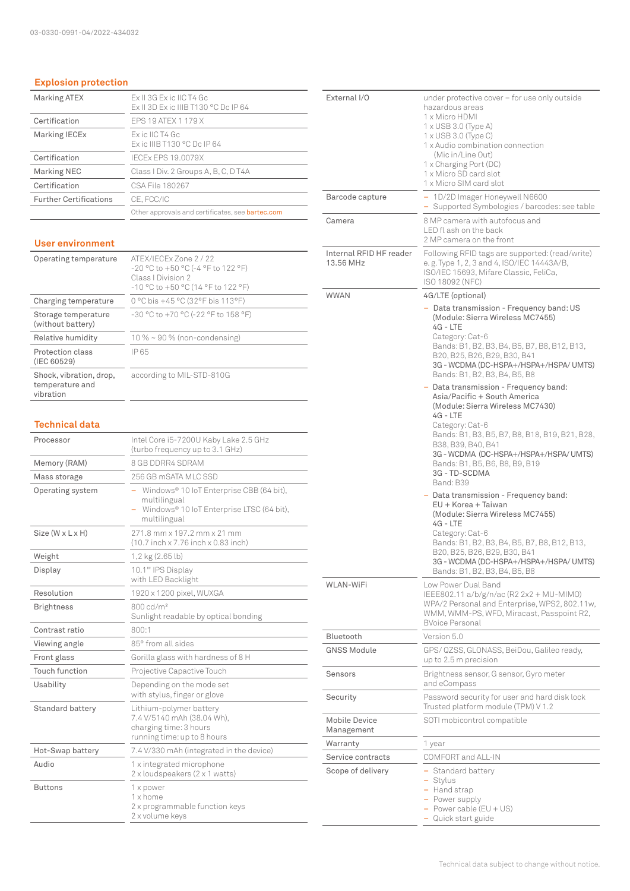## Explosion protection

| | |
|---|---|
| Marking ATEX | Ex II 3G Ex ic IIC T4 Gc<br>Ex II 3D Ex ic IIIB T130 °C Dc IP 64 |
| Certification | EPS 19 ATEX 1 179 X |
| Marking IECEx | Ex ic IIC T4 Gc<br>Ex ic IIIB T130 °C Dc IP 64 |
| Certification | IECEx EPS 19.0079X |
| Marking NEC | Class I Div. 2 Groups A, B, C, D T4A |
| Certification | CSA File 180267 |
| Further Certifications | CE, FCC/IC |
| | Other approvals and certificates, see bartec.com |

## User environment

| | |
|---|---|
| Operating temperature | ATEX/IECEx Zone 2 / 22<br>-20 °C to +50 °C (-4 °F to 122 °F)<br>Class I Division 2<br>-10 °C to +50 °C (14 °F to 122 °F) |
| Charging temperature | 0 °C bis +45 °C (32°F bis 113°F) |
| Storage temperature (without battery) | -30 °C to +70 °C (-22 °F to 158 °F) |
| Relative humidity | 10 % ~ 90 % (non-condensing) |
| Protection class (IEC 60529) | IP 65 |
| Shock, vibration, drop, temperature and vibration | according to MIL-STD-810G |

## Technical data

| | |
|---|---|
| Processor | Intel Core i5-7200U Kaby Lake 2.5 GHz<br>(turbo frequency up to 3.1 GHz) |
| Memory (RAM) | 8 GB DDRR4 SDRAM |
| Mass storage | 256 GB mSATA MLC SSD |
| Operating system | – Windows® 10 IoT Enterprise CBB (64 bit), multilingual<br>– Windows® 10 IoT Enterprise LTSC (64 bit), multilingual |
| Size (W x L x H) | 271.8 mm x 197.2 mm x 21 mm<br>(10.7 inch x 7.76 inch x 0.83 inch) |
| Weight | 1,2 kg (2.65 lb) |
| Display | 10.1'' IPS Display<br>with LED Backlight |
| Resolution | 1920 x 1200 pixel, WUXGA |
| Brightness | 800 cd/m²<br>Sunlight readable by optical bonding |
| Contrast ratio | 800:1 |
| Viewing angle | 85° from all sides |
| Front glass | Gorilla glass with hardness of 8 H |
| Touch function | Projective Capacitive Touch |
| Usability | Depending on the mode set<br>with stylus, finger or glove |
| Standard battery | Lithium-polymer battery<br>7.4 V/5140 mAh (38.04 Wh),<br>charging time: 3 hours<br>running time: up to 8 hours |
| Hot-Swap battery | 7.4 V/330 mAh (integrated in the device) |
| Audio | 1 x integrated microphone<br>2 x loudspeakers (2 x 1 watts) |
| Buttons | 1 x power<br>1 x home<br>2 x programmable function keys<br>2 x volume keys |
| External I/O | under protective cover – for use only outside hazardous areas<br>1 x Micro HDMI<br>1 x USB 3.0 (Type A)<br>1 x USB 3.0 (Type C)<br>1 x Audio combination connection (Mic in/Line Out)<br>1 x Charging Port (DC)<br>1 x Micro SD card slot<br>1 x Micro SIM card slot |
| Barcode capture | – 1D/2D Imager Honeywell N6600<br>– Supported Symbologies / barcodes: see table |
| Camera | 8 MP camera with autofocus and<br>LED fl ash on the back<br>2 MP camera on the front |
| Internal RFID HF reader 13.56 MHz | Following RFID tags are supported: (read/write) e. g. Type 1, 2, 3 and 4, ISO/IEC 14443A/B, ISO/IEC 15693, Mifare Classic, FeliCa, ISO 18092 (NFC) |
| WWAN | 4G/LTE (optional)<br>– Data transmission - Frequency band: US (Module: Sierra Wireless MC7455)<br>4G - LTE<br>Category: Cat-6<br>Bands: B1, B2, B3, B4, B5, B7, B8, B12, B13, B20, B25, B26, B29, B30, B41<br>3G - WCDMA (DC-HSPA+/HSPA+/HSPA/ UMTS)<br>Bands: B1, B2, B3, B4, B5, B8<br>– Data transmission - Frequency band: Asia/Pacific + South America (Module: Sierra Wireless MC7430)<br>4G - LTE<br>Category: Cat-6<br>Bands: B1, B3, B5, B7, B8, B18, B19, B21, B28, B38, B39, B40, B41<br>3G - WCDMA (DC-HSPA+/HSPA+/HSPA/ UMTS)<br>Bands: B1, B5, B6, B8, B9, B19<br>3G - TD-SCDMA<br>Band: B39<br>– Data transmission - Frequency band: EU + Korea + Taiwan (Module: Sierra Wireless MC7455)<br>4G - LTE<br>Category: Cat-6<br>Bands: B1, B2, B3, B4, B5, B7, B8, B12, B13, B20, B25, B26, B29, B30, B41<br>3G - WCDMA (DC-HSPA+/HSPA+/HSPA/ UMTS)<br>Bands: B1, B2, B3, B4, B5, B8 |
| WLAN-WiFi | Low Power Dual Band<br>IEEE802.11 a/b/g/n/ac (R2 2x2 + MU-MIMO)<br>WPA/2 Personal and Enterprise, WPS2, 802.11w, WMM, WMM-PS, WFD, Miracast, Passpoint R2, BVoice Personal |
| Bluetooth | Version 5.0 |
| GNSS Module | GPS/ QZSS, GLONASS, BeiDou, Galileo ready, up to 2.5 m precision |
| Sensors | Brightness sensor, G sensor, Gyro meter and eCompass |
| Security | Password security for user and hard disk lock<br>Trusted platform module (TPM) V 1.2 |
| Mobile Device Management | SOTI mobicontrol compatible |
| Warranty | 1 year |
| Service contracts | COMFORT and ALL-IN |
| Scope of delivery | – Standard battery<br>– Stylus<br>– Hand strap<br>– Power supply<br>– Power cable (EU + US)<br>– Quick start guide |

Technical data subject to change without notice.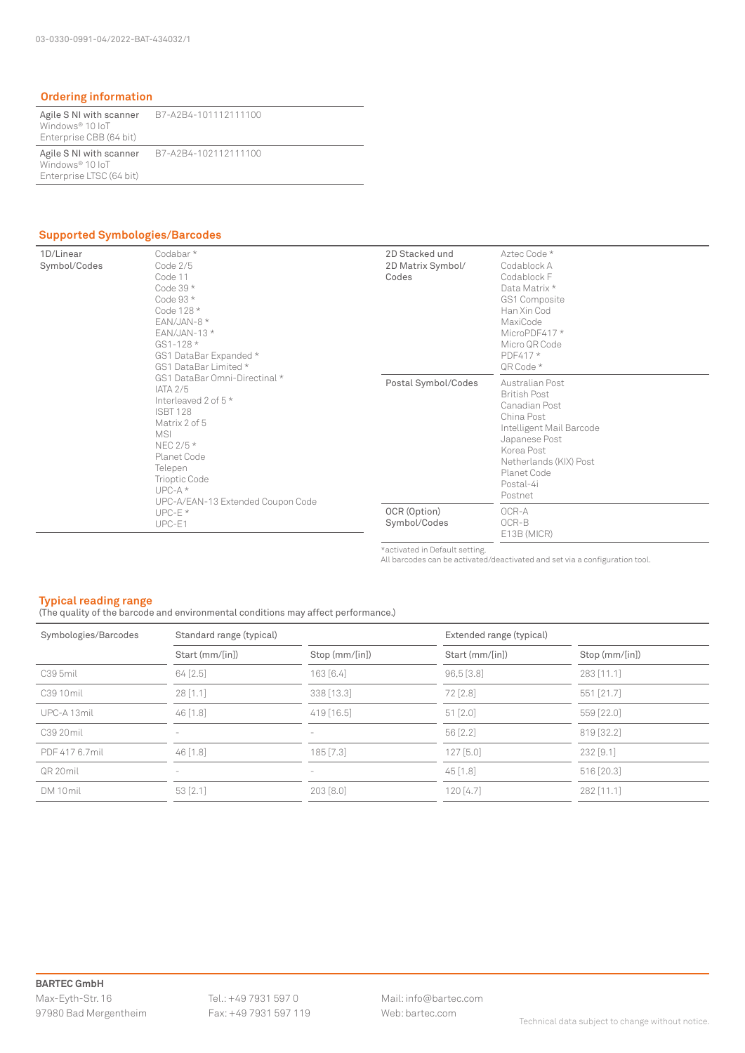03-0330-0991-04/2022-BAT-434032/1

## Ordering information

| | |
|---|---|
| Agile S NI with scanner<br>Windows® 10 IoT<br>Enterprise CBB (64 bit) | B7-A2B4-101112111100 |
| Agile S NI with scanner<br>Windows® 10 IoT<br>Enterprise LTSC (64 bit) | B7-A2B4-102112111100 |

## Supported Symbologies/Barcodes

| | |
|---|---|
| 1D/Linear Symbol/Codes | Codabar *<br>Code 2/5<br>Code 11<br>Code 39 *<br>Code 93 *<br>Code 128 *<br>EAN/JAN-8 *<br>EAN/JAN-13 *<br>GS1-128 *<br>GS1 DataBar Expanded *<br>GS1 DataBar Limited *<br>GS1 DataBar Omni-Directinal *<br>IATA 2/5<br>Interleaved 2 of 5 *<br>ISBT 128<br>Matrix 2 of 5<br>MSI<br>NEC 2/5 *<br>Planet Code<br>Telepen<br>Trioptic Code<br>UPC-A *<br>UPC-A/EAN-13 Extended Coupon Code<br>UPC-E *<br>UPC-E1 |
| 2D Stacked und 2D Matrix Symbol/ Codes | Aztec Code *<br>Codablock A<br>Codablock F<br>Data Matrix *<br>GS1 Composite<br>Han Xin Cod<br>MaxiCode<br>MicroPDF417 *<br>Micro QR Code<br>PDF417 *<br>QR Code * |
| Postal Symbol/Codes | Australian Post<br>British Post<br>Canadian Post<br>China Post<br>Intelligent Mail Barcode<br>Japanese Post<br>Korea Post<br>Netherlands (KIX) Post<br>Planet Code<br>Postal-4i<br>Postnet |
| OCR (Option) Symbol/Codes | OCR-A<br>OCR-B<br>E13B (MICR) |

*activated in Default setting.
All barcodes can be activated/deactivated and set via a configuration tool.

## Typical reading range

(The quality of the barcode and environmental conditions may affect performance.)

| Symbologies/Barcodes | Standard range (typical) | | Extended range (typical) | |
|---|---|---|---|---|
| | Start (mm/[in]) | Stop (mm/[in]) | Start (mm/[in]) | Stop (mm/[in]) |
| C39 5mil | 64 [2.5] | 163 [6.4] | 96,5 [3.8] | 283 [11.1] |
| C39 10mil | 28 [1.1] | 338 [13.3] | 72 [2.8] | 551 [21.7] |
| UPC-A 13mil | 46 [1.8] | 419 [16.5] | 51 [2.0] | 559 [22.0] |
| C39 20mil | - | - | 56 [2.2] | 819 [32.2] |
| PDF 417 6.7mil | 46 [1.8] | 185 [7.3] | 127 [5.0] | 232 [9.1] |
| QR 20mil | - | - | 45 [1.8] | 516 [20.3] |
| DM 10mil | 53 [2.1] | 203 [8.0] | 120 [4.7] | 282 [11.1] |

**BARTEC GmbH**
Max-Eyth-Str. 16
97980 Bad Mergentheim

Tel.: +49 7931 597 0
Fax: +49 7931 597 119

Mail: info@bartec.com
Web: bartec.com

Technical data subject to change without notice.